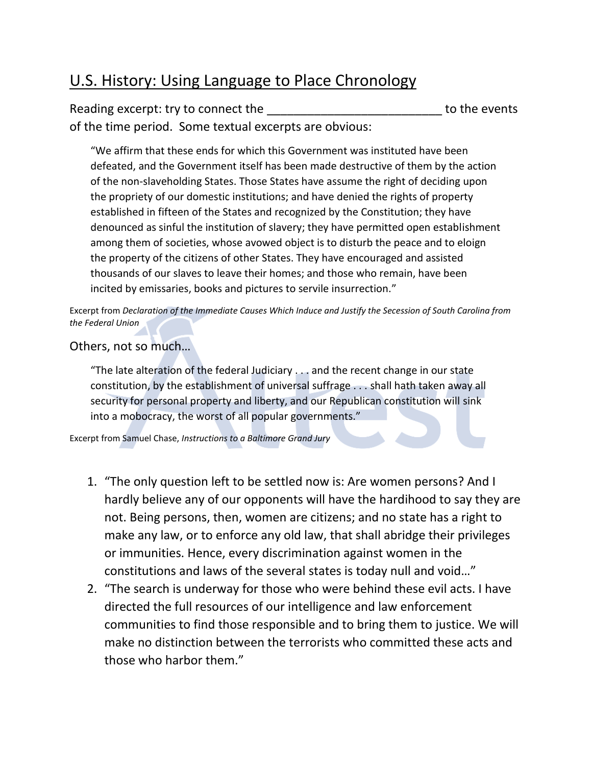# U.S. History: Using Language to Place Chronology

Reading excerpt: try to connect the __________________________ to the events of the time period. Some textual excerpts are obvious:

> "We affirm that these ends for which this Government was instituted have been defeated, and the Government itself has been made destructive of them by the action of the non-slaveholding States. Those States have assume the right of deciding upon the propriety of our domestic institutions; and have denied the rights of property established in fifteen of the States and recognized by the Constitution; they have denounced as sinful the institution of slavery; they have permitted open establishment among them of societies, whose avowed object is to disturb the peace and to eloign the property of the citizens of other States. They have encouraged and assisted thousands of our slaves to leave their homes; and those who remain, have been incited by emissaries, books and pictures to servile insurrection."

Excerpt from *Declaration of the Immediate Causes Which Induce and Justify the Secession of South Carolina from the Federal Union*

Others, not so much…

> "The late alteration of the federal Judiciary . . . and the recent change in our state constitution, by the establishment of universal suffrage . . . shall hath taken away all security for personal property and liberty, and our Republican constitution will sink into a mobocracy, the worst of all popular governments."

Excerpt from Samuel Chase, *Instructions to a Baltimore Grand Jury*

1. "The only question left to be settled now is: Are women persons? And I hardly believe any of our opponents will have the hardihood to say they are not. Being persons, then, women are citizens; and no state has a right to make any law, or to enforce any old law, that shall abridge their privileges or immunities. Hence, every discrimination against women in the constitutions and laws of the several states is today null and void…"
2. "The search is underway for those who were behind these evil acts. I have directed the full resources of our intelligence and law enforcement communities to find those responsible and to bring them to justice. We will make no distinction between the terrorists who committed these acts and those who harbor them."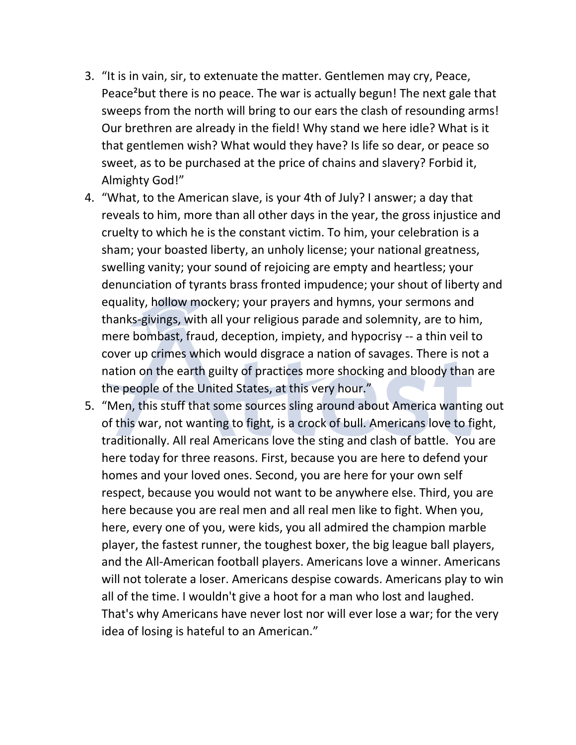3. "It is in vain, sir, to extenuate the matter. Gentlemen may cry, Peace, Peace²but there is no peace. The war is actually begun! The next gale that sweeps from the north will bring to our ears the clash of resounding arms! Our brethren are already in the field! Why stand we here idle? What is it that gentlemen wish? What would they have? Is life so dear, or peace so sweet, as to be purchased at the price of chains and slavery? Forbid it, Almighty God!"
4. "What, to the American slave, is your 4th of July? I answer; a day that reveals to him, more than all other days in the year, the gross injustice and cruelty to which he is the constant victim. To him, your celebration is a sham; your boasted liberty, an unholy license; your national greatness, swelling vanity; your sound of rejoicing are empty and heartless; your denunciation of tyrants brass fronted impudence; your shout of liberty and equality, hollow mockery; your prayers and hymns, your sermons and thanks-givings, with all your religious parade and solemnity, are to him, mere bombast, fraud, deception, impiety, and hypocrisy -- a thin veil to cover up crimes which would disgrace a nation of savages. There is not a nation on the earth guilty of practices more shocking and bloody than are the people of the United States, at this very hour."
5. "Men, this stuff that some sources sling around about America wanting out of this war, not wanting to fight, is a crock of bull. Americans love to fight, traditionally. All real Americans love the sting and clash of battle. You are here today for three reasons. First, because you are here to defend your homes and your loved ones. Second, you are here for your own self respect, because you would not want to be anywhere else. Third, you are here because you are real men and all real men like to fight. When you, here, every one of you, were kids, you all admired the champion marble player, the fastest runner, the toughest boxer, the big league ball players, and the All-American football players. Americans love a winner. Americans will not tolerate a loser. Americans despise cowards. Americans play to win all of the time. I wouldn't give a hoot for a man who lost and laughed. That's why Americans have never lost nor will ever lose a war; for the very idea of losing is hateful to an American."